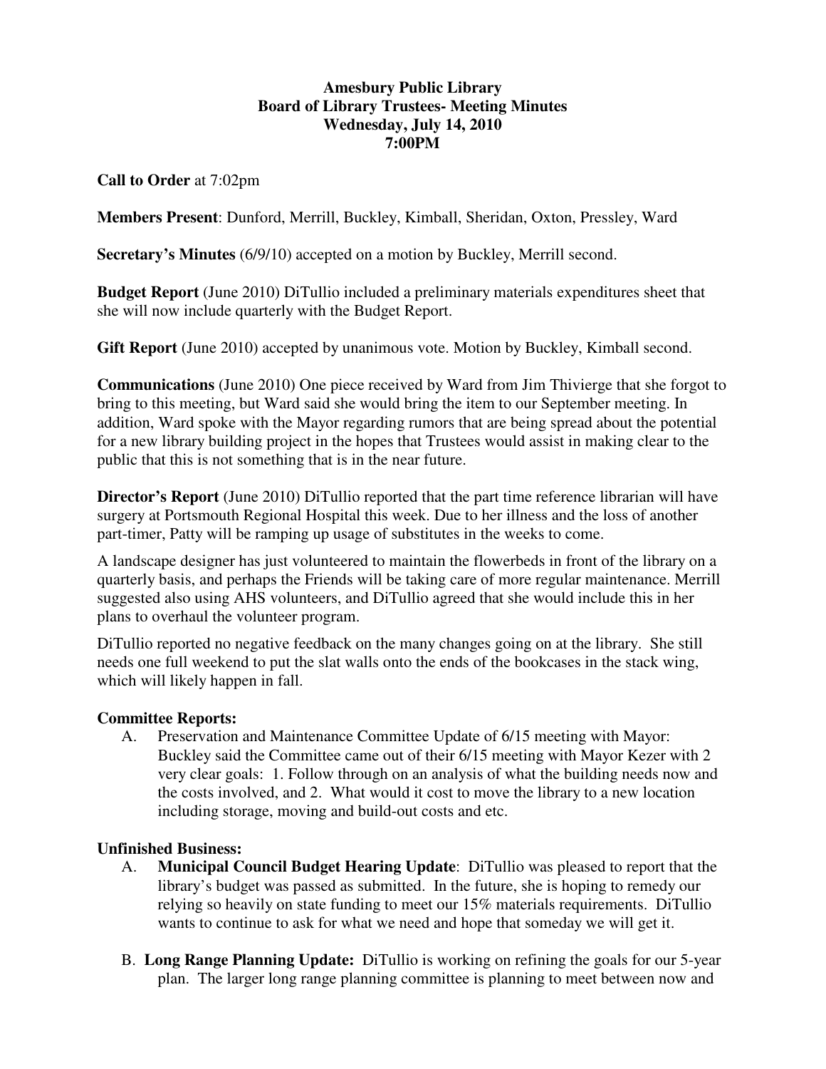**Amesbury Public Library**
**Board of Library Trustees- Meeting Minutes**
**Wednesday, July 14, 2010**
**7:00PM**

**Call to Order** at 7:02pm

**Members Present**: Dunford, Merrill, Buckley, Kimball, Sheridan, Oxton, Pressley, Ward

**Secretary's Minutes** (6/9/10) accepted on a motion by Buckley, Merrill second.

**Budget Report** (June 2010) DiTullio included a preliminary materials expenditures sheet that she will now include quarterly with the Budget Report.

**Gift Report** (June 2010) accepted by unanimous vote. Motion by Buckley, Kimball second.

**Communications** (June 2010) One piece received by Ward from Jim Thivierge that she forgot to bring to this meeting, but Ward said she would bring the item to our September meeting. In addition, Ward spoke with the Mayor regarding rumors that are being spread about the potential for a new library building project in the hopes that Trustees would assist in making clear to the public that this is not something that is in the near future.

**Director's Report** (June 2010) DiTullio reported that the part time reference librarian will have surgery at Portsmouth Regional Hospital this week. Due to her illness and the loss of another part-timer, Patty will be ramping up usage of substitutes in the weeks to come.

A landscape designer has just volunteered to maintain the flowerbeds in front of the library on a quarterly basis, and perhaps the Friends will be taking care of more regular maintenance. Merrill suggested also using AHS volunteers, and DiTullio agreed that she would include this in her plans to overhaul the volunteer program.

DiTullio reported no negative feedback on the many changes going on at the library. She still needs one full weekend to put the slat walls onto the ends of the bookcases in the stack wing, which will likely happen in fall.

**Committee Reports:**

A. Preservation and Maintenance Committee Update of 6/15 meeting with Mayor: Buckley said the Committee came out of their 6/15 meeting with Mayor Kezer with 2 very clear goals: 1. Follow through on an analysis of what the building needs now and the costs involved, and 2. What would it cost to move the library to a new location including storage, moving and build-out costs and etc.

**Unfinished Business:**

A. **Municipal Council Budget Hearing Update**: DiTullio was pleased to report that the library's budget was passed as submitted. In the future, she is hoping to remedy our relying so heavily on state funding to meet our 15% materials requirements. DiTullio wants to continue to ask for what we need and hope that someday we will get it.

B. **Long Range Planning Update:** DiTullio is working on refining the goals for our 5-year plan. The larger long range planning committee is planning to meet between now and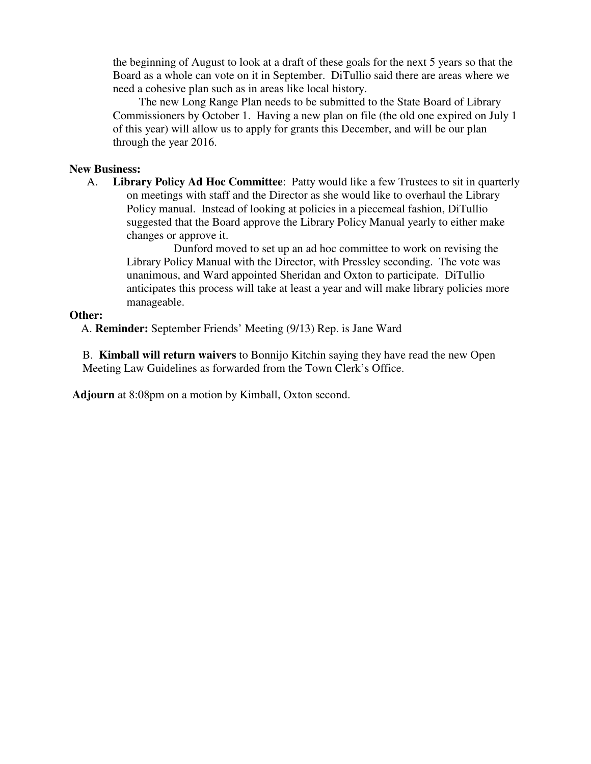the beginning of August to look at a draft of these goals for the next 5 years so that the Board as a whole can vote on it in September. DiTullio said there are areas where we need a cohesive plan such as in areas like local history.

The new Long Range Plan needs to be submitted to the State Board of Library Commissioners by October 1. Having a new plan on file (the old one expired on July 1 of this year) will allow us to apply for grants this December, and will be our plan through the year 2016.

**New Business:**

A. **Library Policy Ad Hoc Committee**: Patty would like a few Trustees to sit in quarterly on meetings with staff and the Director as she would like to overhaul the Library Policy manual. Instead of looking at policies in a piecemeal fashion, DiTullio suggested that the Board approve the Library Policy Manual yearly to either make changes or approve it.

Dunford moved to set up an ad hoc committee to work on revising the Library Policy Manual with the Director, with Pressley seconding. The vote was unanimous, and Ward appointed Sheridan and Oxton to participate. DiTullio anticipates this process will take at least a year and will make library policies more manageable.

**Other:**

A. **Reminder:** September Friends' Meeting (9/13) Rep. is Jane Ward

B. **Kimball will return waivers** to Bonnijo Kitchin saying they have read the new Open Meeting Law Guidelines as forwarded from the Town Clerk's Office.

**Adjourn** at 8:08pm on a motion by Kimball, Oxton second.